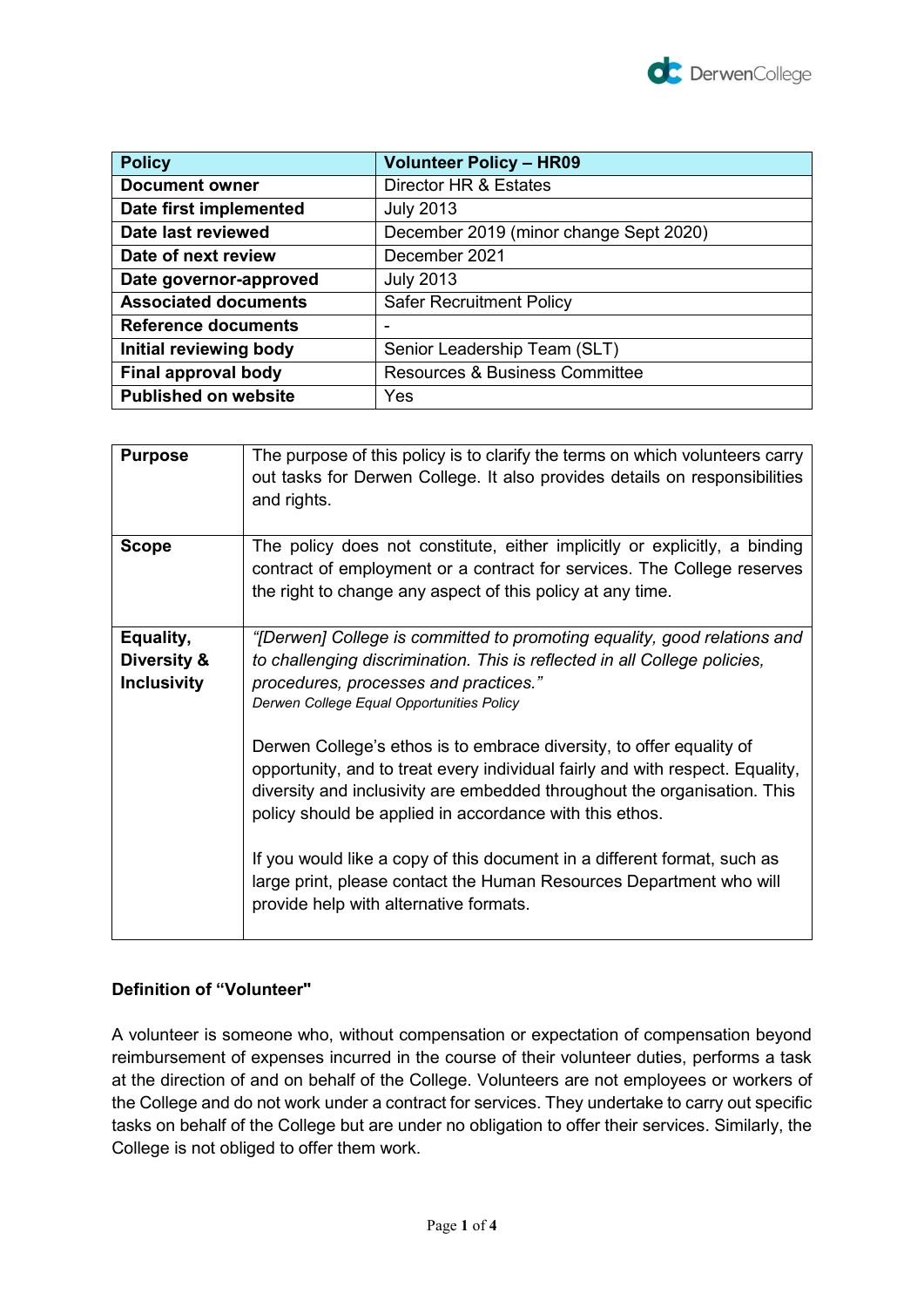| Policy | Volunteer Policy – HR09 |
|---|---|
| Document owner | Director HR & Estates |
| Date first implemented | July 2013 |
| Date last reviewed | December 2019 (minor change Sept 2020) |
| Date of next review | December 2021 |
| Date governor-approved | July 2013 |
| Associated documents | Safer Recruitment Policy |
| Reference documents | - |
| Initial reviewing body | Senior Leadership Team (SLT) |
| Final approval body | Resources & Business Committee |
| Published on website | Yes |

| | |
|---|---|
| **Purpose** | The purpose of this policy is to clarify the terms on which volunteers carry out tasks for Derwen College. It also provides details on responsibilities and rights. |
| **Scope** | The policy does not constitute, either implicitly or explicitly, a binding contract of employment or a contract for services. The College reserves the right to change any aspect of this policy at any time. |
| **Equality, Diversity & Inclusivity** | *"[Derwen] College is committed to promoting equality, good relations and to challenging discrimination. This is reflected in all College policies, procedures, processes and practices."* <br> *Derwen College Equal Opportunities Policy* <br><br> Derwen College's ethos is to embrace diversity, to offer equality of opportunity, and to treat every individual fairly and with respect. Equality, diversity and inclusivity are embedded throughout the organisation. This policy should be applied in accordance with this ethos. <br><br> If you would like a copy of this document in a different format, such as large print, please contact the Human Resources Department who will provide help with alternative formats. |

**Definition of "Volunteer"**

A volunteer is someone who, without compensation or expectation of compensation beyond reimbursement of expenses incurred in the course of their volunteer duties, performs a task at the direction of and on behalf of the College. Volunteers are not employees or workers of the College and do not work under a contract for services. They undertake to carry out specific tasks on behalf of the College but are under no obligation to offer their services. Similarly, the College is not obliged to offer them work.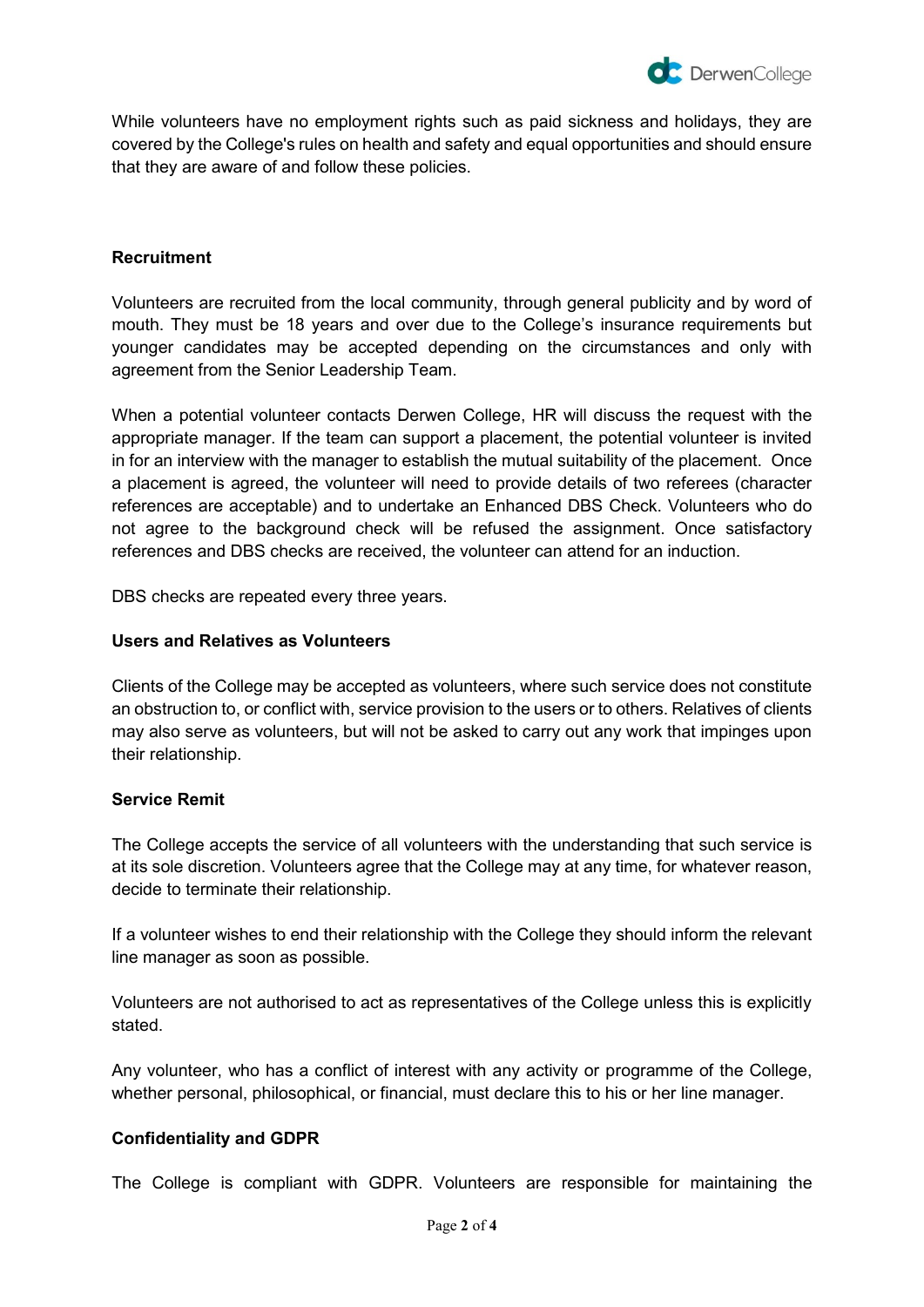While volunteers have no employment rights such as paid sickness and holidays, they are covered by the College's rules on health and safety and equal opportunities and should ensure that they are aware of and follow these policies.

**Recruitment**

Volunteers are recruited from the local community, through general publicity and by word of mouth. They must be 18 years and over due to the College's insurance requirements but younger candidates may be accepted depending on the circumstances and only with agreement from the Senior Leadership Team.

When a potential volunteer contacts Derwen College, HR will discuss the request with the appropriate manager. If the team can support a placement, the potential volunteer is invited in for an interview with the manager to establish the mutual suitability of the placement. Once a placement is agreed, the volunteer will need to provide details of two referees (character references are acceptable) and to undertake an Enhanced DBS Check. Volunteers who do not agree to the background check will be refused the assignment. Once satisfactory references and DBS checks are received, the volunteer can attend for an induction.

DBS checks are repeated every three years.

**Users and Relatives as Volunteers**

Clients of the College may be accepted as volunteers, where such service does not constitute an obstruction to, or conflict with, service provision to the users or to others. Relatives of clients may also serve as volunteers, but will not be asked to carry out any work that impinges upon their relationship.

**Service Remit**

The College accepts the service of all volunteers with the understanding that such service is at its sole discretion. Volunteers agree that the College may at any time, for whatever reason, decide to terminate their relationship.

If a volunteer wishes to end their relationship with the College they should inform the relevant line manager as soon as possible.

Volunteers are not authorised to act as representatives of the College unless this is explicitly stated.

Any volunteer, who has a conflict of interest with any activity or programme of the College, whether personal, philosophical, or financial, must declare this to his or her line manager.

**Confidentiality and GDPR**

The College is compliant with GDPR. Volunteers are responsible for maintaining the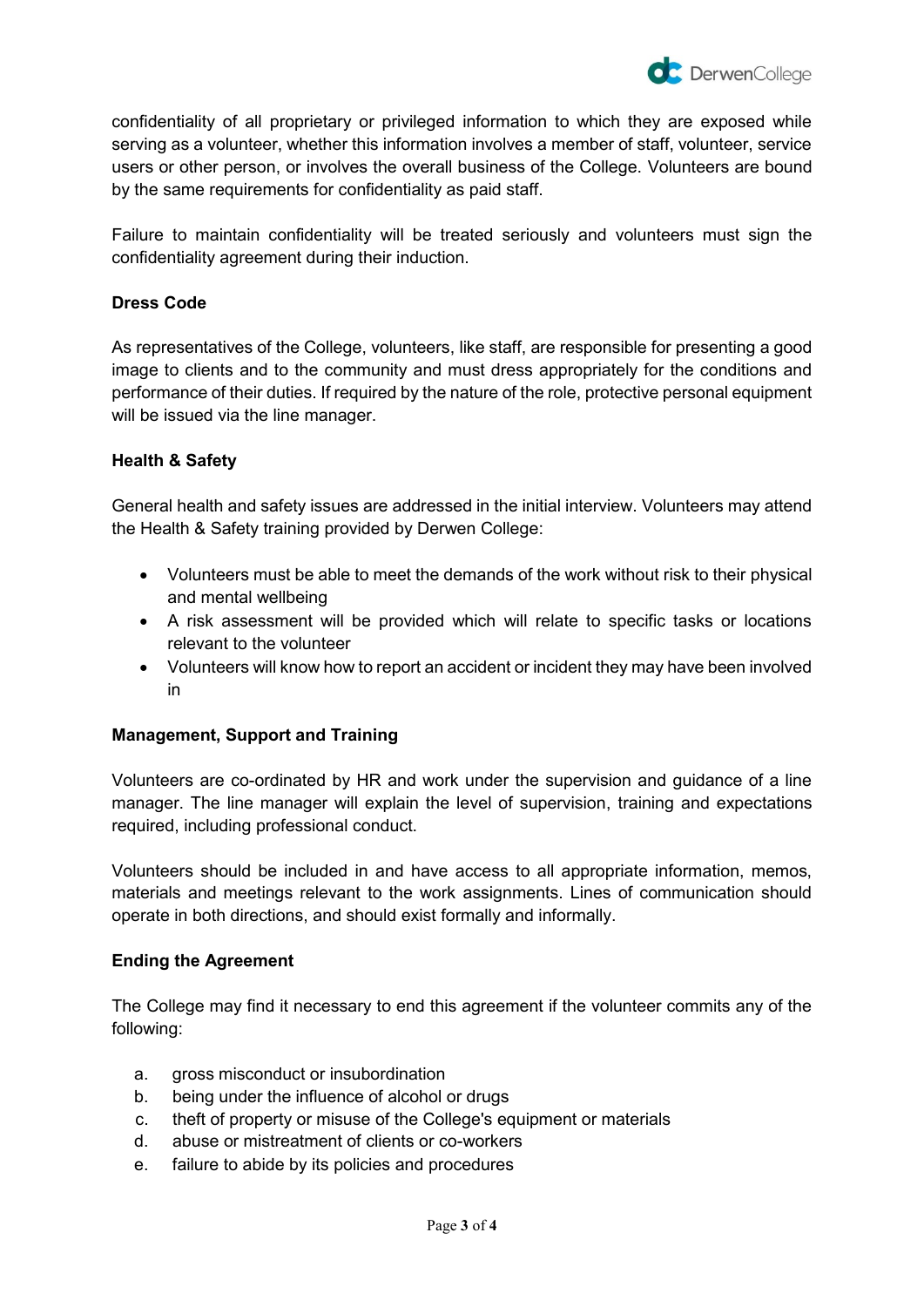confidentiality of all proprietary or privileged information to which they are exposed while serving as a volunteer, whether this information involves a member of staff, volunteer, service users or other person, or involves the overall business of the College. Volunteers are bound by the same requirements for confidentiality as paid staff.

Failure to maintain confidentiality will be treated seriously and volunteers must sign the confidentiality agreement during their induction.

**Dress Code**

As representatives of the College, volunteers, like staff, are responsible for presenting a good image to clients and to the community and must dress appropriately for the conditions and performance of their duties. If required by the nature of the role, protective personal equipment will be issued via the line manager.

**Health & Safety**

General health and safety issues are addressed in the initial interview. Volunteers may attend the Health & Safety training provided by Derwen College:

- Volunteers must be able to meet the demands of the work without risk to their physical and mental wellbeing
- A risk assessment will be provided which will relate to specific tasks or locations relevant to the volunteer
- Volunteers will know how to report an accident or incident they may have been involved in

**Management, Support and Training**

Volunteers are co-ordinated by HR and work under the supervision and guidance of a line manager. The line manager will explain the level of supervision, training and expectations required, including professional conduct.

Volunteers should be included in and have access to all appropriate information, memos, materials and meetings relevant to the work assignments. Lines of communication should operate in both directions, and should exist formally and informally.

**Ending the Agreement**

The College may find it necessary to end this agreement if the volunteer commits any of the following:

a. gross misconduct or insubordination
b. being under the influence of alcohol or drugs
c. theft of property or misuse of the College's equipment or materials
d. abuse or mistreatment of clients or co-workers
e. failure to abide by its policies and procedures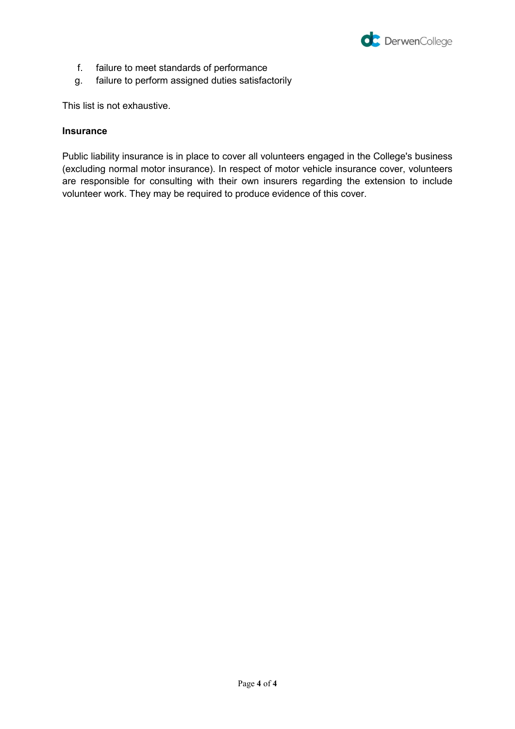f. failure to meet standards of performance
g. failure to perform assigned duties satisfactorily

This list is not exhaustive.

**Insurance**

Public liability insurance is in place to cover all volunteers engaged in the College's business (excluding normal motor insurance). In respect of motor vehicle insurance cover, volunteers are responsible for consulting with their own insurers regarding the extension to include volunteer work. They may be required to produce evidence of this cover.